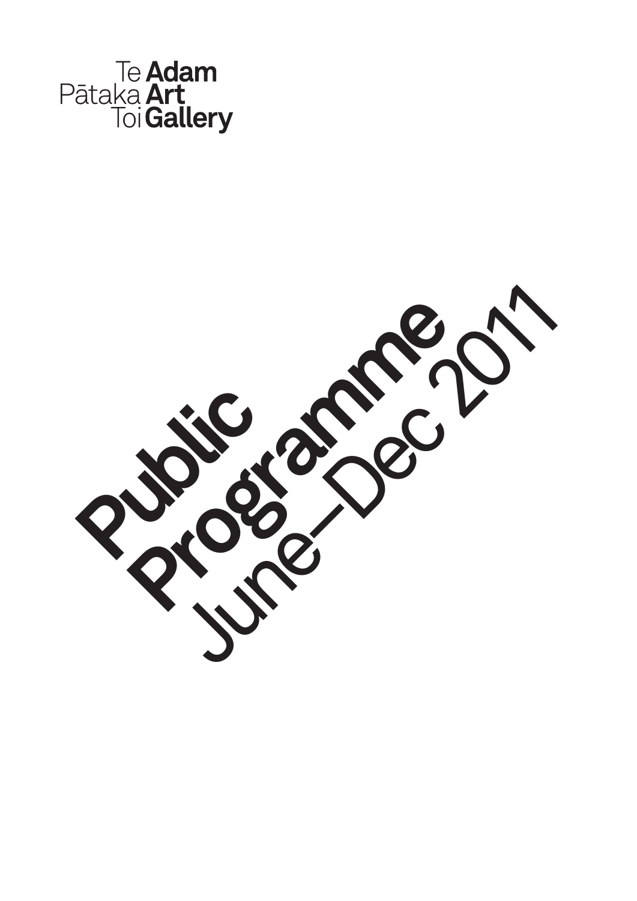Te Pātaka Toi **Adam Art Gallery**

# Public Programme

June–Dec 2011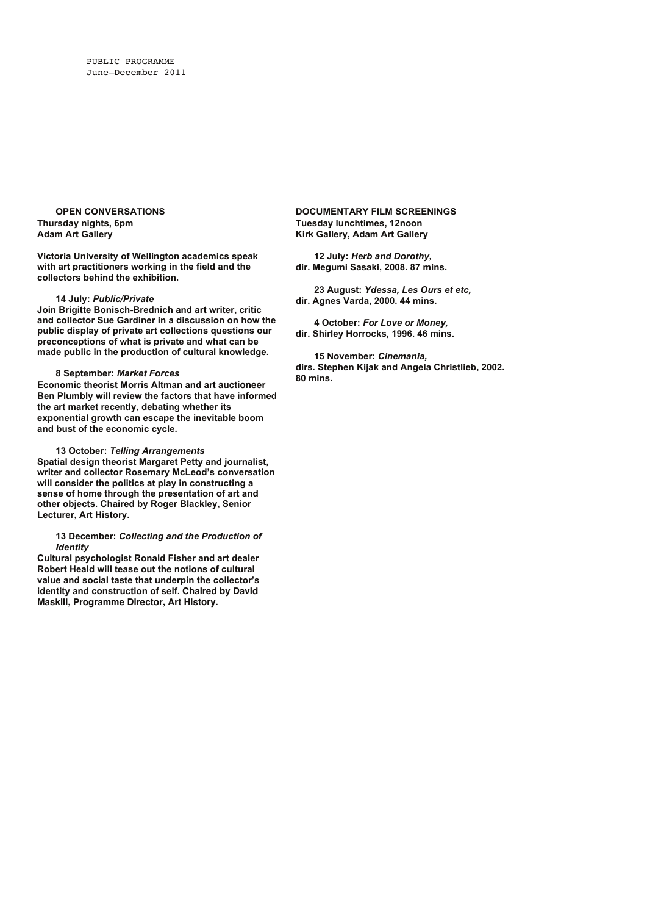PUBLIC PROGRAMME
June–December 2011

## OPEN CONVERSATIONS

**Thursday nights, 6pm**
**Adam Art Gallery**

**Victoria University of Wellington academics speak with art practitioners working in the field and the collectors behind the exhibition.**

**14 July: *Public/Private***
**Join Brigitte Bonisch-Brednich and art writer, critic and collector Sue Gardiner in a discussion on how the public display of private art collections questions our preconceptions of what is private and what can be made public in the production of cultural knowledge.**

**8 September: *Market Forces***
**Economic theorist Morris Altman and art auctioneer Ben Plumbly will review the factors that have informed the art market recently, debating whether its exponential growth can escape the inevitable boom and bust of the economic cycle.**

**13 October: *Telling Arrangements***
**Spatial design theorist Margaret Petty and journalist, writer and collector Rosemary McLeod's conversation will consider the politics at play in constructing a sense of home through the presentation of art and other objects. Chaired by Roger Blackley, Senior Lecturer, Art History.**

**13 December: *Collecting and the Production of Identity***
**Cultural psychologist Ronald Fisher and art dealer Robert Heald will tease out the notions of cultural value and social taste that underpin the collector's identity and construction of self. Chaired by David Maskill, Programme Director, Art History.**

## DOCUMENTARY FILM SCREENINGS

**Tuesday lunchtimes, 12noon**
**Kirk Gallery, Adam Art Gallery**

**12 July: *Herb and Dorothy,***
**dir. Megumi Sasaki, 2008. 87 mins.**

**23 August: *Ydessa, Les Ours et etc,***
**dir. Agnes Varda, 2000. 44 mins.**

**4 October: *For Love or Money,***
**dir. Shirley Horrocks, 1996. 46 mins.**

**15 November: *Cinemania,***
**dirs. Stephen Kijak and Angela Christlieb, 2002. 80 mins.**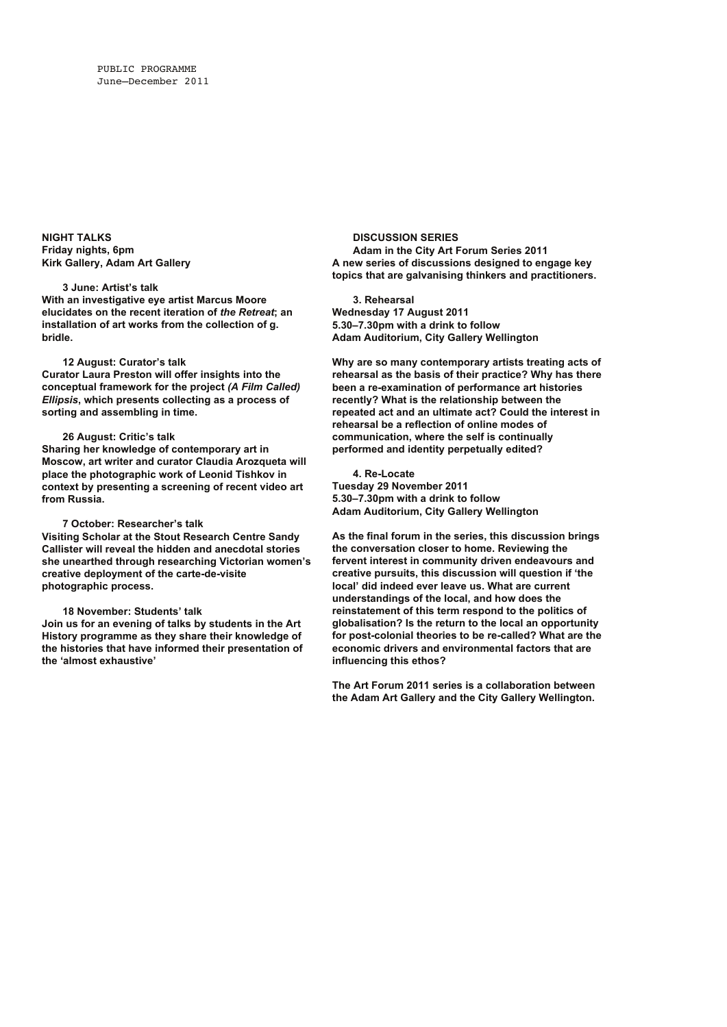PUBLIC PROGRAMME
June–December 2011

## NIGHT TALKS

**Friday nights, 6pm**
**Kirk Gallery, Adam Art Gallery**

### 3 June: Artist's talk

**With an investigative eye artist Marcus Moore elucidates on the recent iteration of *the Retreat*; an installation of art works from the collection of g. bridle.**

### 12 August: Curator's talk

**Curator Laura Preston will offer insights into the conceptual framework for the project *(A Film Called) Ellipsis*, which presents collecting as a process of sorting and assembling in time.**

### 26 August: Critic's talk

**Sharing her knowledge of contemporary art in Moscow, art writer and curator Claudia Arozqueta will place the photographic work of Leonid Tishkov in context by presenting a screening of recent video art from Russia.**

### 7 October: Researcher's talk

**Visiting Scholar at the Stout Research Centre Sandy Callister will reveal the hidden and anecdotal stories she unearthed through researching Victorian women's creative deployment of the carte-de-visite photographic process.**

### 18 November: Students' talk

**Join us for an evening of talks by students in the Art History programme as they share their knowledge of the histories that have informed their presentation of the 'almost exhaustive'**

## DISCUSSION SERIES

**Adam in the City Art Forum Series 2011**
**A new series of discussions designed to engage key topics that are galvanising thinkers and practitioners.**

### 3. Rehearsal

**Wednesday 17 August 2011**
**5.30–7.30pm with a drink to follow**
**Adam Auditorium, City Gallery Wellington**

**Why are so many contemporary artists treating acts of rehearsal as the basis of their practice? Why has there been a re-examination of performance art histories recently? What is the relationship between the repeated act and an ultimate act? Could the interest in rehearsal be a reflection of online modes of communication, where the self is continually performed and identity perpetually edited?**

### 4. Re-Locate

**Tuesday 29 November 2011**
**5.30–7.30pm with a drink to follow**
**Adam Auditorium, City Gallery Wellington**

**As the final forum in the series, this discussion brings the conversation closer to home. Reviewing the fervent interest in community driven endeavours and creative pursuits, this discussion will question if 'the local' did indeed ever leave us. What are current understandings of the local, and how does the reinstatement of this term respond to the politics of globalisation? Is the return to the local an opportunity for post-colonial theories to be re-called? What are the economic drivers and environmental factors that are influencing this ethos?**

**The Art Forum 2011 series is a collaboration between the Adam Art Gallery and the City Gallery Wellington.**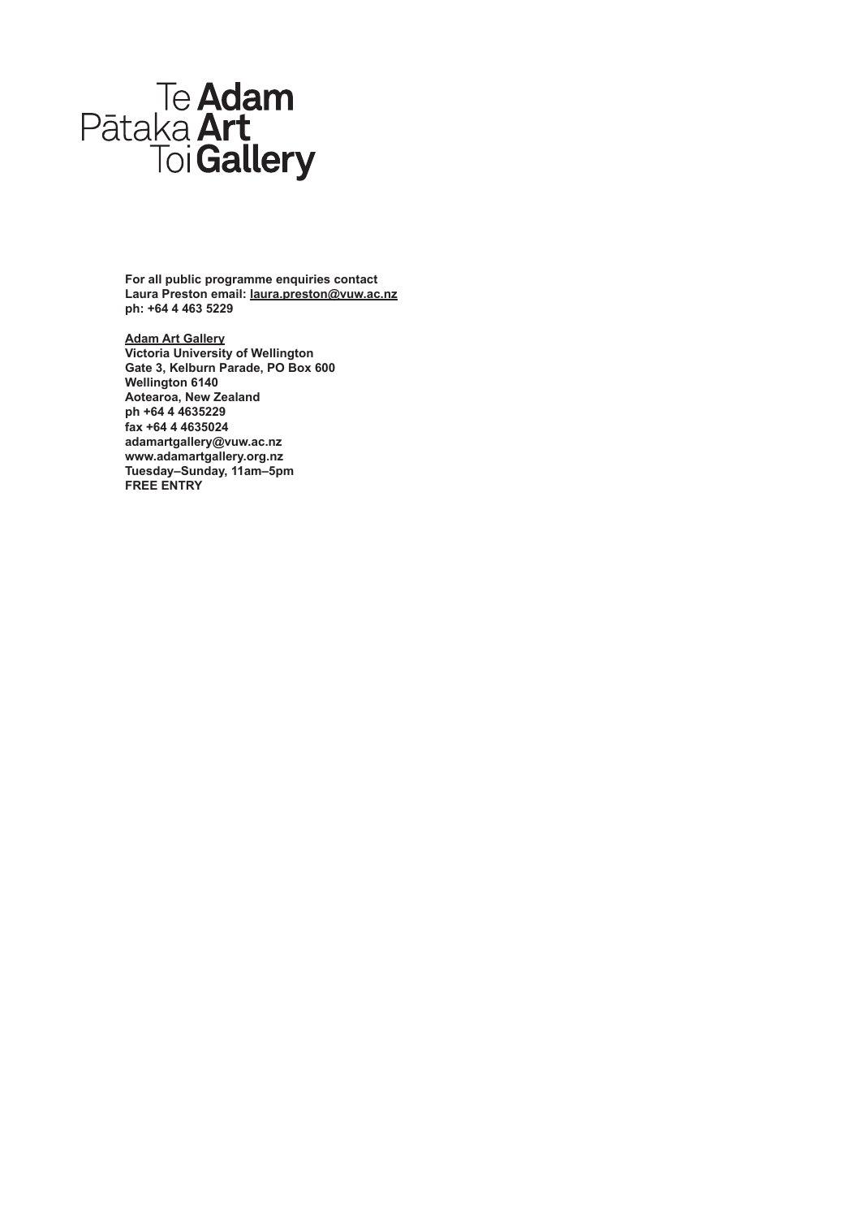Te **Adam**
Pātaka **Art**
Toi **Gallery**

**For all public programme enquiries contact**
**Laura Preston email: laura.preston@vuw.ac.nz**
**ph: +64 4 463 5229**

**Adam Art Gallery**
**Victoria University of Wellington**
**Gate 3, Kelburn Parade, PO Box 600**
**Wellington 6140**
**Aotearoa, New Zealand**
**ph +64 4 4635229**
**fax +64 4 4635024**
**adamartgallery@vuw.ac.nz**
**www.adamartgallery.org.nz**
**Tuesday–Sunday, 11am–5pm**
**FREE ENTRY**